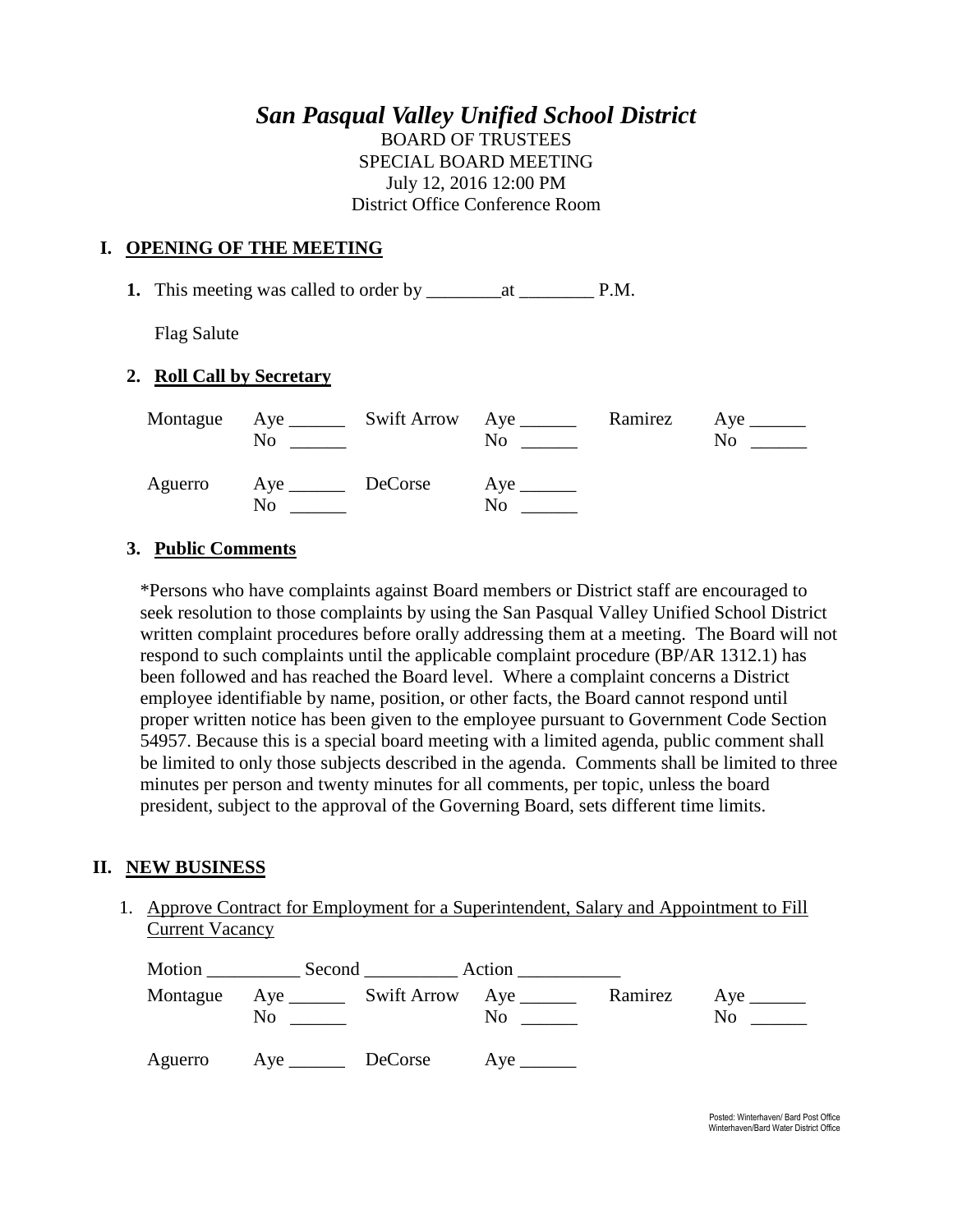# *San Pasqual Valley Unified School District*

BOARD OF TRUSTEES
SPECIAL BOARD MEETING
July 12, 2016 12:00 PM
District Office Conference Room

## I. OPENING OF THE MEETING

**1.** This meeting was called to order by ________at ________ P.M.

Flag Salute

### 2. Roll Call by Secretary

| | | | | | |
|---|---|---|---|---|---|
| Montague | Aye ______<br>No ______ | Swift Arrow | Aye ______<br>No ______ | Ramirez | Aye ______<br>No ______ |
| Aguerro | Aye ______<br>No ______ | DeCorse | Aye ______<br>No ______ | | |

### 3. Public Comments

*Persons who have complaints against Board members or District staff are encouraged to seek resolution to those complaints by using the San Pasqual Valley Unified School District written complaint procedures before orally addressing them at a meeting. The Board will not respond to such complaints until the applicable complaint procedure (BP/AR 1312.1) has been followed and has reached the Board level. Where a complaint concerns a District employee identifiable by name, position, or other facts, the Board cannot respond until proper written notice has been given to the employee pursuant to Government Code Section 54957. Because this is a special board meeting with a limited agenda, public comment shall be limited to only those subjects described in the agenda. Comments shall be limited to three minutes per person and twenty minutes for all comments, per topic, unless the board president, subject to the approval of the Governing Board, sets different time limits.

## II. NEW BUSINESS

1. Approve Contract for Employment for a Superintendent, Salary and Appointment to Fill Current Vacancy

Motion __________ Second __________ Action ___________

| | | | | | |
|---|---|---|---|---|---|
| Montague | Aye ______<br>No ______ | Swift Arrow | Aye ______<br>No ______ | Ramirez | Aye ______<br>No ______ |
| Aguerro | Aye ______ | DeCorse | Aye ______ | | |

Posted: Winterhaven/ Bard Post Office
Winterhaven/Bard Water District Office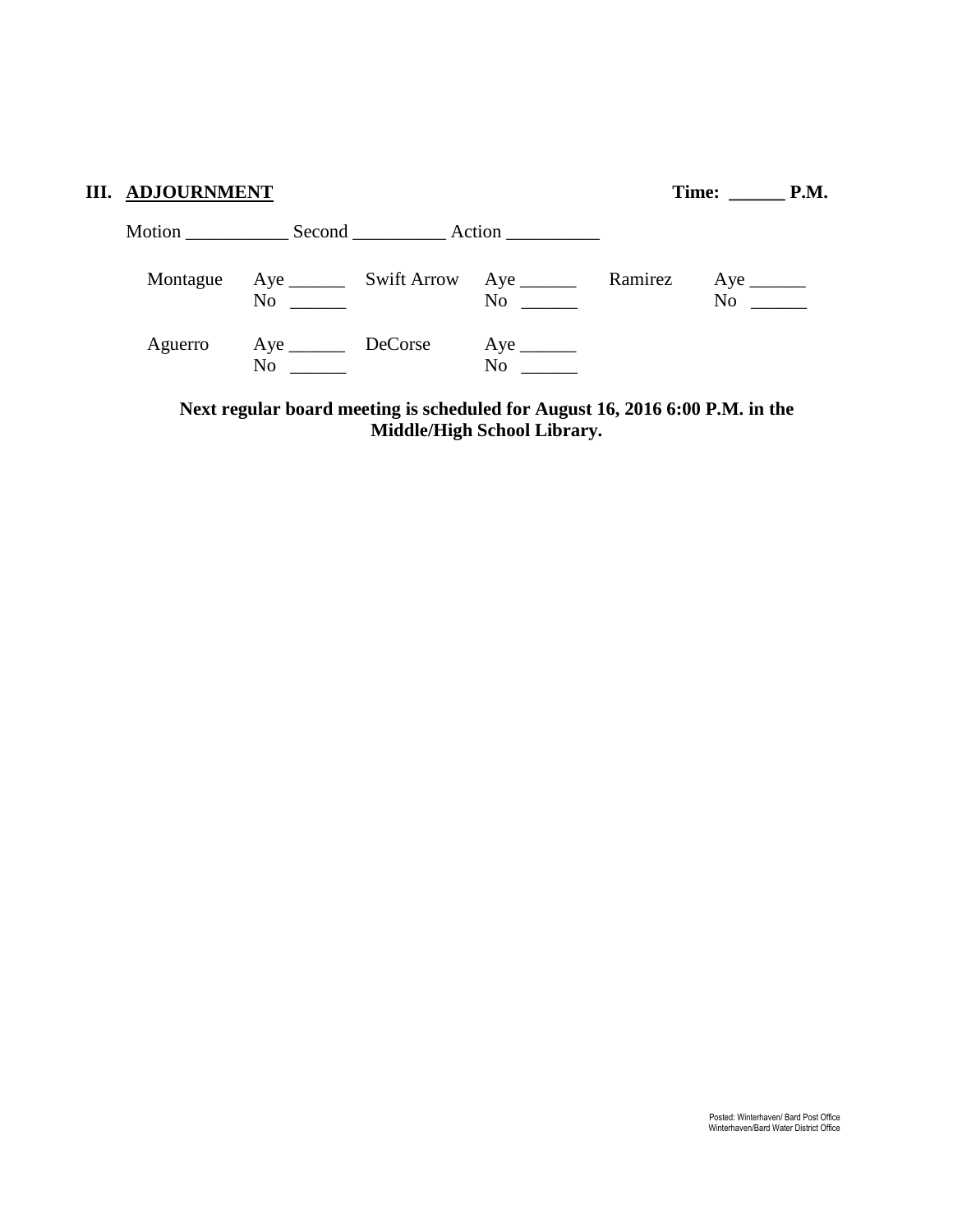## III. ADJOURNMENT

**Time: ______ P.M.**

Motion ___________ Second __________ Action __________

| | | | | | |
|---|---|---|---|---|---|
| Montague | Aye ______<br>No ______ | Swift Arrow | Aye ______<br>No ______ | Ramirez | Aye ______<br>No ______ |
| Aguerro | Aye ______<br>No ______ | DeCorse | Aye ______<br>No ______ | | |

**Next regular board meeting is scheduled for August 16, 2016 6:00 P.M. in the Middle/High School Library.**

Posted: Winterhaven/ Bard Post Office
Winterhaven/Bard Water District Office